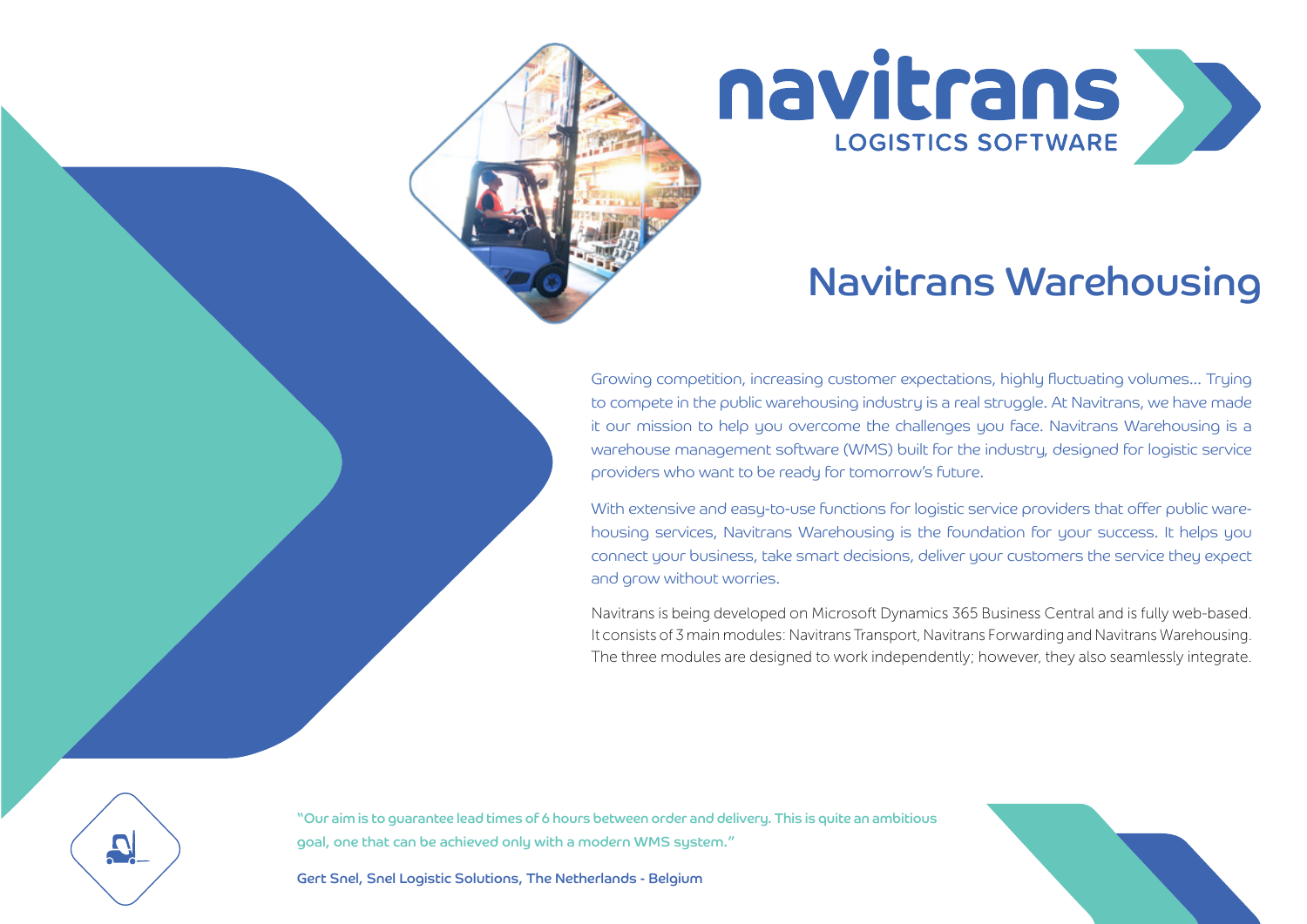navitrans
LOGISTICS SOFTWARE

# Navitrans Warehousing

Growing competition, increasing customer expectations, highly fluctuating volumes... Trying to compete in the public warehousing industry is a real struggle. At Navitrans, we have made it our mission to help you overcome the challenges you face. Navitrans Warehousing is a warehouse management software (WMS) built for the industry, designed for logistic service providers who want to be ready for tomorrow's future.

With extensive and easy-to-use functions for logistic service providers that offer public warehousing services, Navitrans Warehousing is the foundation for your success. It helps you connect your business, take smart decisions, deliver your customers the service they expect and grow without worries.

Navitrans is being developed on Microsoft Dynamics 365 Business Central and is fully web-based. It consists of 3 main modules: Navitrans Transport, Navitrans Forwarding and Navitrans Warehousing. The three modules are designed to work independently; however, they also seamlessly integrate.

"Our aim is to guarantee lead times of 6 hours between order and delivery. This is quite an ambitious goal, one that can be achieved only with a modern WMS system."

**Gert Snel, Snel Logistic Solutions, The Netherlands - Belgium**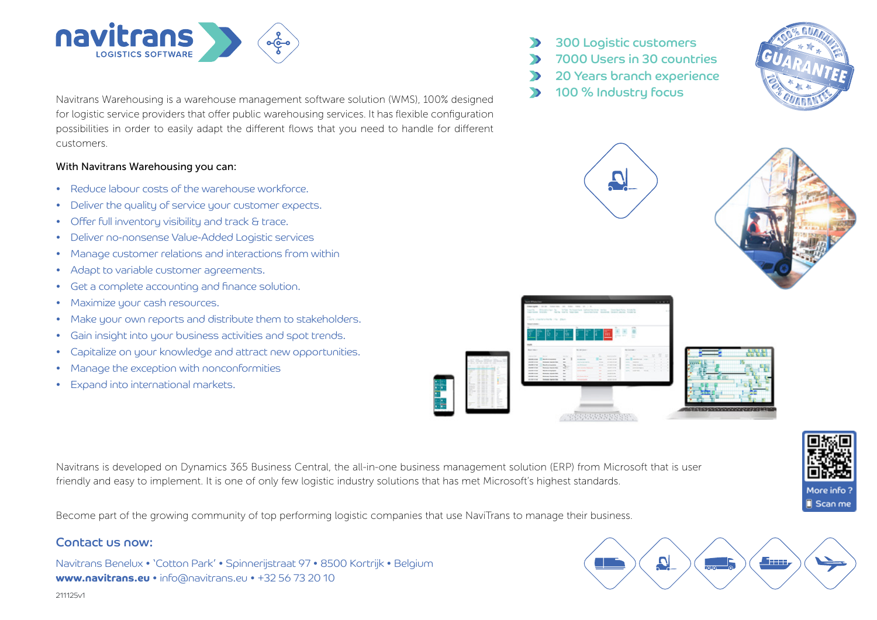# navitrans LOGISTICS SOFTWARE

- 300 Logistic customers
- 7000 Users in 30 countries
- 20 Years branch experience
- 100 % Industry focus

Navitrans Warehousing is a warehouse management software solution (WMS), 100% designed for logistic service providers that offer public warehousing services. It has flexible configuration possibilities in order to easily adapt the different flows that you need to handle for different customers.

With Navitrans Warehousing you can:

- Reduce labour costs of the warehouse workforce.
- Deliver the quality of service your customer expects.
- Offer full inventory visibility and track & trace.
- Deliver no-nonsense Value-Added Logistic services
- Manage customer relations and interactions from within
- Adapt to variable customer agreements.
- Get a complete accounting and finance solution.
- Maximize your cash resources.
- Make your own reports and distribute them to stakeholders.
- Gain insight into your business activities and spot trends.
- Capitalize on your knowledge and attract new opportunities.
- Manage the exception with nonconformities
- Expand into international markets.

Navitrans is developed on Dynamics 365 Business Central, the all-in-one business management solution (ERP) from Microsoft that is user friendly and easy to implement. It is one of only few logistic industry solutions that has met Microsoft's highest standards.

Become part of the growing community of top performing logistic companies that use NaviTrans to manage their business.

More info ? Scan me

## Contact us now:

Navitrans Benelux • 'Cotton Park' • Spinnerijstraat 97 • 8500 Kortrijk • Belgium
**www.navitrans.eu** • info@navitrans.eu • +32 56 73 20 10

211125v1